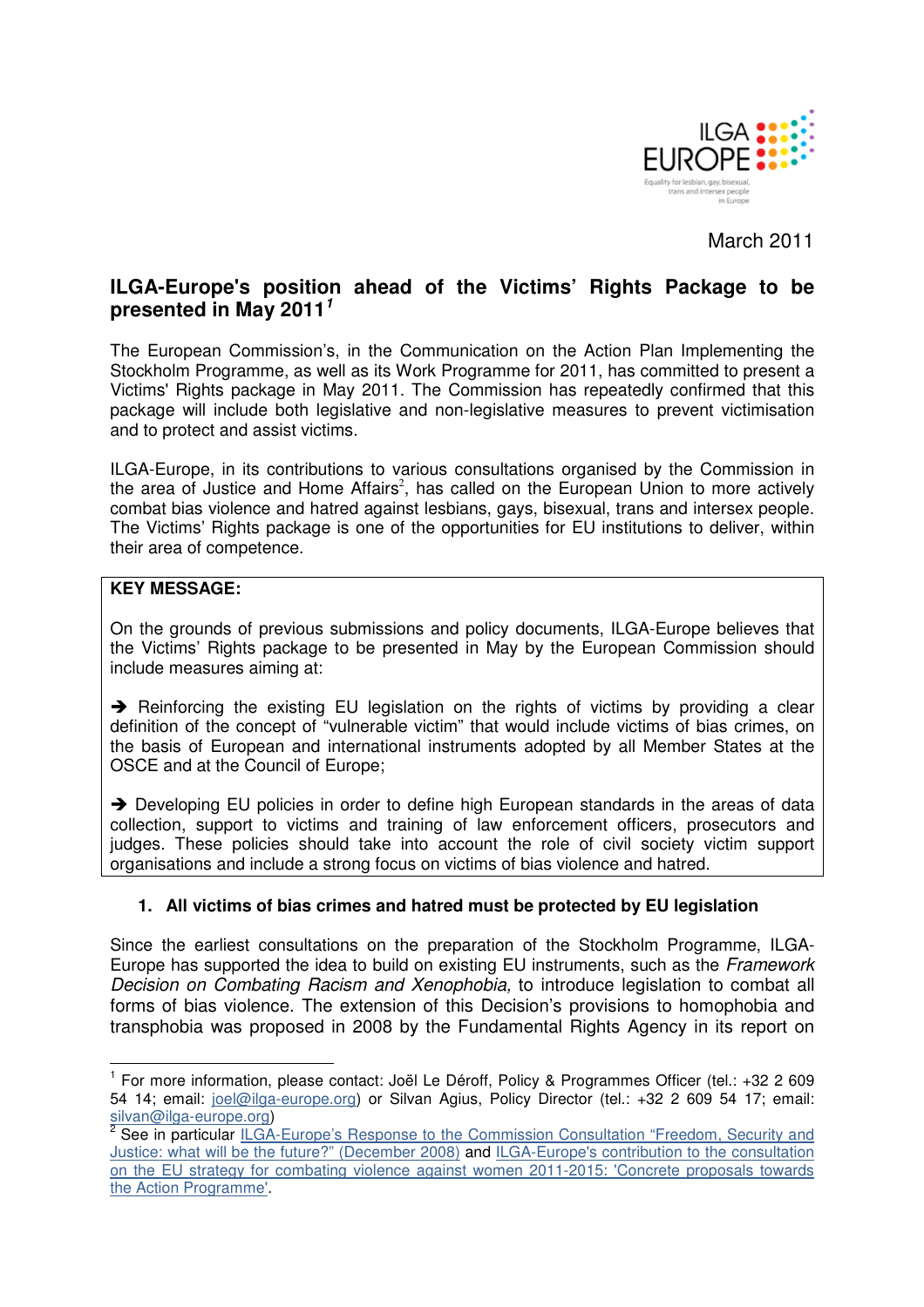March 2011

# ILGA-Europe's position ahead of the Victims' Rights Package to be presented in May 2011[1]

The European Commission's, in the Communication on the Action Plan Implementing the Stockholm Programme, as well as its Work Programme for 2011, has committed to present a Victims' Rights package in May 2011. The Commission has repeatedly confirmed that this package will include both legislative and non-legislative measures to prevent victimisation and to protect and assist victims.

ILGA-Europe, in its contributions to various consultations organised by the Commission in the area of Justice and Home Affairs[2], has called on the European Union to more actively combat bias violence and hatred against lesbians, gays, bisexual, trans and intersex people. The Victims' Rights package is one of the opportunities for EU institutions to deliver, within their area of competence.

**KEY MESSAGE:**

On the grounds of previous submissions and policy documents, ILGA-Europe believes that the Victims' Rights package to be presented in May by the European Commission should include measures aiming at:

➔ Reinforcing the existing EU legislation on the rights of victims by providing a clear definition of the concept of "vulnerable victim" that would include victims of bias crimes, on the basis of European and international instruments adopted by all Member States at the OSCE and at the Council of Europe;

➔ Developing EU policies in order to define high European standards in the areas of data collection, support to victims and training of law enforcement officers, prosecutors and judges. These policies should take into account the role of civil society victim support organisations and include a strong focus on victims of bias violence and hatred.

## 1. All victims of bias crimes and hatred must be protected by EU legislation

Since the earliest consultations on the preparation of the Stockholm Programme, ILGA-Europe has supported the idea to build on existing EU instruments, such as the *Framework Decision on Combating Racism and Xenophobia,* to introduce legislation to combat all forms of bias violence. The extension of this Decision's provisions to homophobia and transphobia was proposed in 2008 by the Fundamental Rights Agency in its report on

---

[1] For more information, please contact: Joël Le Déroff, Policy & Programmes Officer (tel.: +32 2 609 54 14; email: joel@ilga-europe.org) or Silvan Agius, Policy Director (tel.: +32 2 609 54 17; email: silvan@ilga-europe.org)

[2] See in particular ILGA-Europe's Response to the Commission Consultation "Freedom, Security and Justice: what will be the future?" (December 2008) and ILGA-Europe's contribution to the consultation on the EU strategy for combating violence against women 2011-2015: 'Concrete proposals towards the Action Programme'.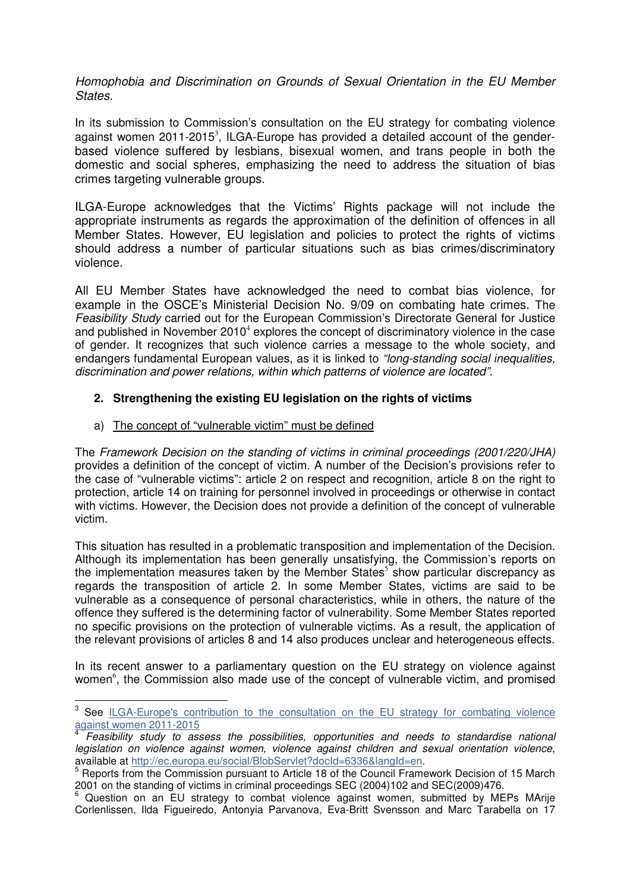*Homophobia and Discrimination on Grounds of Sexual Orientation in the EU Member States*.

In its submission to Commission's consultation on the EU strategy for combating violence against women 2011-2015[3], ILGA-Europe has provided a detailed account of the gender-based violence suffered by lesbians, bisexual women, and trans people in both the domestic and social spheres, emphasizing the need to address the situation of bias crimes targeting vulnerable groups.

ILGA-Europe acknowledges that the Victims' Rights package will not include the appropriate instruments as regards the approximation of the definition of offences in all Member States. However, EU legislation and policies to protect the rights of victims should address a number of particular situations such as bias crimes/discriminatory violence.

All EU Member States have acknowledged the need to combat bias violence, for example in the OSCE's Ministerial Decision No. 9/09 on combating hate crimes. The *Feasibility Study* carried out for the European Commission's Directorate General for Justice and published in November 2010[4] explores the concept of discriminatory violence in the case of gender. It recognizes that such violence carries a message to the whole society, and endangers fundamental European values, as it is linked to *"long-standing social inequalities, discrimination and power relations, within which patterns of violence are located"*.

## 2. Strengthening the existing EU legislation on the rights of victims

### a) The concept of "vulnerable victim" must be defined

The *Framework Decision on the standing of victims in criminal proceedings (2001/220/JHA)* provides a definition of the concept of victim. A number of the Decision's provisions refer to the case of "vulnerable victims": article 2 on respect and recognition, article 8 on the right to protection, article 14 on training for personnel involved in proceedings or otherwise in contact with victims. However, the Decision does not provide a definition of the concept of vulnerable victim.

This situation has resulted in a problematic transposition and implementation of the Decision. Although its implementation has been generally unsatisfying, the Commission's reports on the implementation measures taken by the Member States[5] show particular discrepancy as regards the transposition of article 2. In some Member States, victims are said to be vulnerable as a consequence of personal characteristics, while in others, the nature of the offence they suffered is the determining factor of vulnerability. Some Member States reported no specific provisions on the protection of vulnerable victims. As a result, the application of the relevant provisions of articles 8 and 14 also produces unclear and heterogeneous effects.

In its recent answer to a parliamentary question on the EU strategy on violence against women[6], the Commission also made use of the concept of vulnerable victim, and promised

---

[3] See ILGA-Europe's contribution to the consultation on the EU strategy for combating violence against women 2011-2015

[4] *Feasibility study to assess the possibilities, opportunities and needs to standardise national legislation on violence against women, violence against children and sexual orientation violence*, available at http://ec.europa.eu/social/BlobServlet?docId=6336&langId=en.

[5] Reports from the Commission pursuant to Article 18 of the Council Framework Decision of 15 March 2001 on the standing of victims in criminal proceedings SEC (2004)102 and SEC(2009)476.

[6] Question on an EU strategy to combat violence against women, submitted by MEPs MArije Corlenlissen, Ilda Figueiredo, Antonyia Parvanova, Eva-Britt Svensson and Marc Tarabella on 17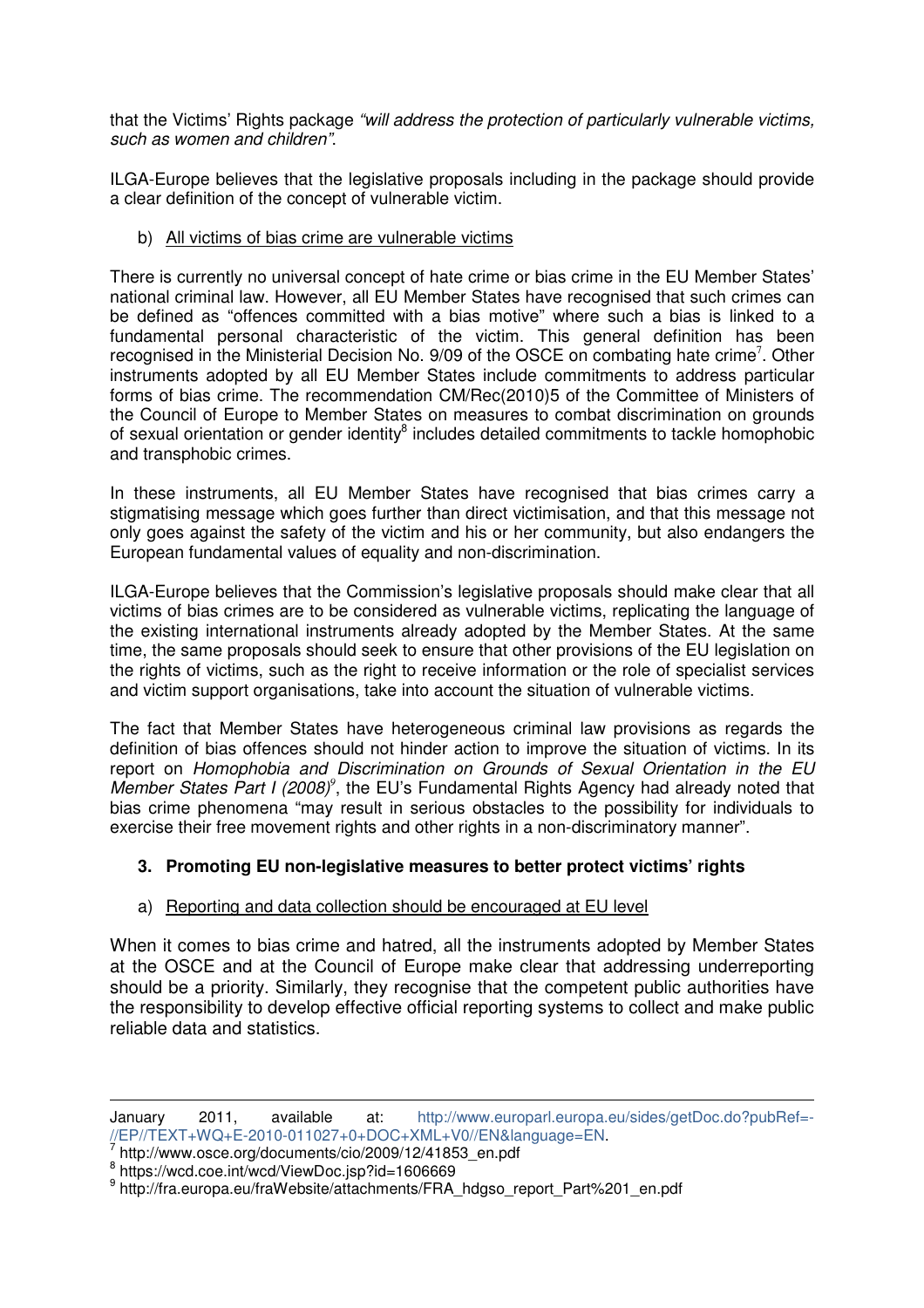that the Victims' Rights package *"will address the protection of particularly vulnerable victims, such as women and children"*.

ILGA-Europe believes that the legislative proposals including in the package should provide a clear definition of the concept of vulnerable victim.

b) <u>All victims of bias crime are vulnerable victims</u>

There is currently no universal concept of hate crime or bias crime in the EU Member States' national criminal law. However, all EU Member States have recognised that such crimes can be defined as "offences committed with a bias motive" where such a bias is linked to a fundamental personal characteristic of the victim. This general definition has been recognised in the Ministerial Decision No. 9/09 of the OSCE on combating hate crime[7]. Other instruments adopted by all EU Member States include commitments to address particular forms of bias crime. The recommendation CM/Rec(2010)5 of the Committee of Ministers of the Council of Europe to Member States on measures to combat discrimination on grounds of sexual orientation or gender identity[8] includes detailed commitments to tackle homophobic and transphobic crimes.

In these instruments, all EU Member States have recognised that bias crimes carry a stigmatising message which goes further than direct victimisation, and that this message not only goes against the safety of the victim and his or her community, but also endangers the European fundamental values of equality and non-discrimination.

ILGA-Europe believes that the Commission's legislative proposals should make clear that all victims of bias crimes are to be considered as vulnerable victims, replicating the language of the existing international instruments already adopted by the Member States. At the same time, the same proposals should seek to ensure that other provisions of the EU legislation on the rights of victims, such as the right to receive information or the role of specialist services and victim support organisations, take into account the situation of vulnerable victims.

The fact that Member States have heterogeneous criminal law provisions as regards the definition of bias offences should not hinder action to improve the situation of victims. In its report on *Homophobia and Discrimination on Grounds of Sexual Orientation in the EU Member States Part I (2008)*[9], the EU's Fundamental Rights Agency had already noted that bias crime phenomena "may result in serious obstacles to the possibility for individuals to exercise their free movement rights and other rights in a non-discriminatory manner".

### 3. Promoting EU non-legislative measures to better protect victims' rights

a) <u>Reporting and data collection should be encouraged at EU level</u>

When it comes to bias crime and hatred, all the instruments adopted by Member States at the OSCE and at the Council of Europe make clear that addressing underreporting should be a priority. Similarly, they recognise that the competent public authorities have the responsibility to develop effective official reporting systems to collect and make public reliable data and statistics.

---

January 2011, available at: http://www.europarl.europa.eu/sides/getDoc.do?pubRef=-//EP//TEXT+WQ+E-2010-011027+0+DOC+XML+V0//EN&language=EN.

[7] http://www.osce.org/documents/cio/2009/12/41853_en.pdf

[8] https://wcd.coe.int/wcd/ViewDoc.jsp?id=1606669

[9] http://fra.europa.eu/fraWebsite/attachments/FRA_hdgso_report_Part%201_en.pdf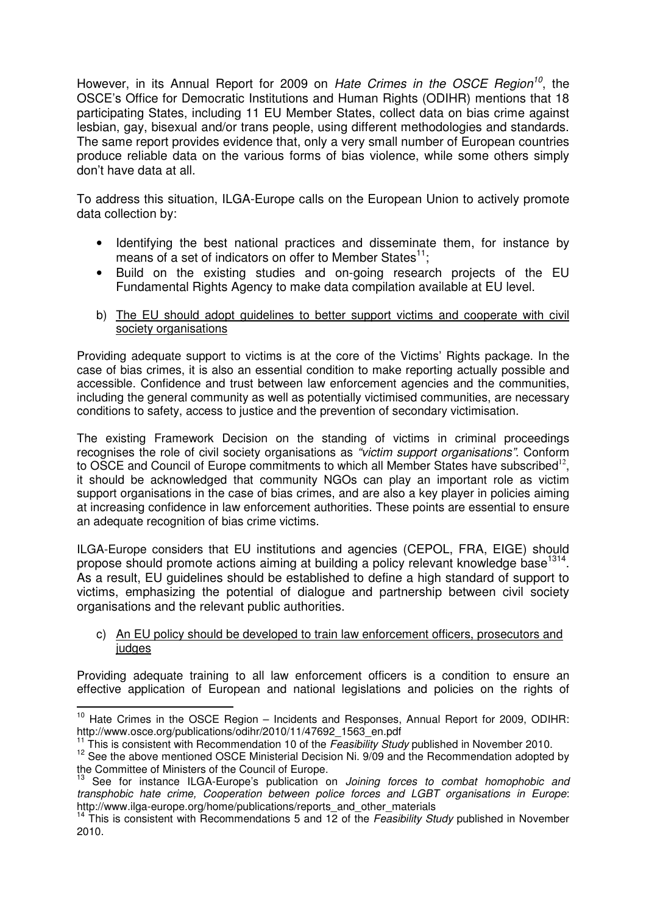However, in its Annual Report for 2009 on *Hate Crimes in the OSCE Region*[10], the OSCE's Office for Democratic Institutions and Human Rights (ODIHR) mentions that 18 participating States, including 11 EU Member States, collect data on bias crime against lesbian, gay, bisexual and/or trans people, using different methodologies and standards. The same report provides evidence that, only a very small number of European countries produce reliable data on the various forms of bias violence, while some others simply don't have data at all.

To address this situation, ILGA-Europe calls on the European Union to actively promote data collection by:

- Identifying the best national practices and disseminate them, for instance by means of a set of indicators on offer to Member States[11];
- Build on the existing studies and on-going research projects of the EU Fundamental Rights Agency to make data compilation available at EU level.

b) <u>The EU should adopt guidelines to better support victims and cooperate with civil society organisations</u>

Providing adequate support to victims is at the core of the Victims' Rights package. In the case of bias crimes, it is also an essential condition to make reporting actually possible and accessible. Confidence and trust between law enforcement agencies and the communities, including the general community as well as potentially victimised communities, are necessary conditions to safety, access to justice and the prevention of secondary victimisation.

The existing Framework Decision on the standing of victims in criminal proceedings recognises the role of civil society organisations as *"victim support organisations"*. Conform to OSCE and Council of Europe commitments to which all Member States have subscribed[12], it should be acknowledged that community NGOs can play an important role as victim support organisations in the case of bias crimes, and are also a key player in policies aiming at increasing confidence in law enforcement authorities. These points are essential to ensure an adequate recognition of bias crime victims.

ILGA-Europe considers that EU institutions and agencies (CEPOL, FRA, EIGE) should propose should promote actions aiming at building a policy relevant knowledge base[13][14]. As a result, EU guidelines should be established to define a high standard of support to victims, emphasizing the potential of dialogue and partnership between civil society organisations and the relevant public authorities.

c) <u>An EU policy should be developed to train law enforcement officers, prosecutors and judges</u>

Providing adequate training to all law enforcement officers is a condition to ensure an effective application of European and national legislations and policies on the rights of

---

[10] Hate Crimes in the OSCE Region – Incidents and Responses, Annual Report for 2009, ODIHR: http://www.osce.org/publications/odihr/2010/11/47692_1563_en.pdf

[11] This is consistent with Recommendation 10 of the *Feasibility Study* published in November 2010.

[12] See the above mentioned OSCE Ministerial Decision Ni. 9/09 and the Recommendation adopted by the Committee of Ministers of the Council of Europe.

[13] See for instance ILGA-Europe's publication on *Joining forces to combat homophobic and transphobic hate crime, Cooperation between police forces and LGBT organisations in Europe*: http://www.ilga-europe.org/home/publications/reports_and_other_materials

[14] This is consistent with Recommendations 5 and 12 of the *Feasibility Study* published in November 2010.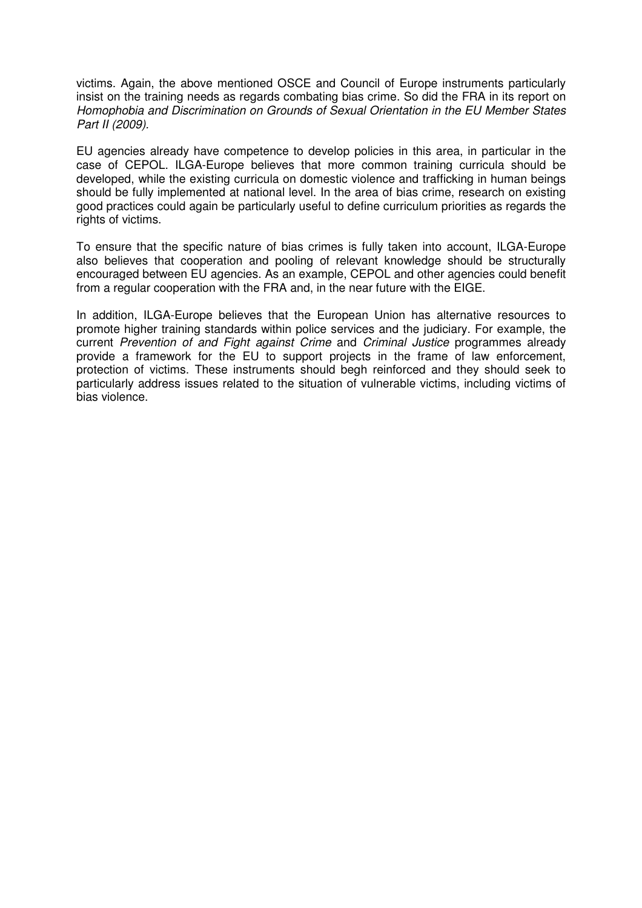victims. Again, the above mentioned OSCE and Council of Europe instruments particularly insist on the training needs as regards combating bias crime. So did the FRA in its report on *Homophobia and Discrimination on Grounds of Sexual Orientation in the EU Member States Part II (2009).*

EU agencies already have competence to develop policies in this area, in particular in the case of CEPOL. ILGA-Europe believes that more common training curricula should be developed, while the existing curricula on domestic violence and trafficking in human beings should be fully implemented at national level. In the area of bias crime, research on existing good practices could again be particularly useful to define curriculum priorities as regards the rights of victims.

To ensure that the specific nature of bias crimes is fully taken into account, ILGA-Europe also believes that cooperation and pooling of relevant knowledge should be structurally encouraged between EU agencies. As an example, CEPOL and other agencies could benefit from a regular cooperation with the FRA and, in the near future with the EIGE.

In addition, ILGA-Europe believes that the European Union has alternative resources to promote higher training standards within police services and the judiciary. For example, the current *Prevention of and Fight against Crime* and *Criminal Justice* programmes already provide a framework for the EU to support projects in the frame of law enforcement, protection of victims. These instruments should begh reinforced and they should seek to particularly address issues related to the situation of vulnerable victims, including victims of bias violence.